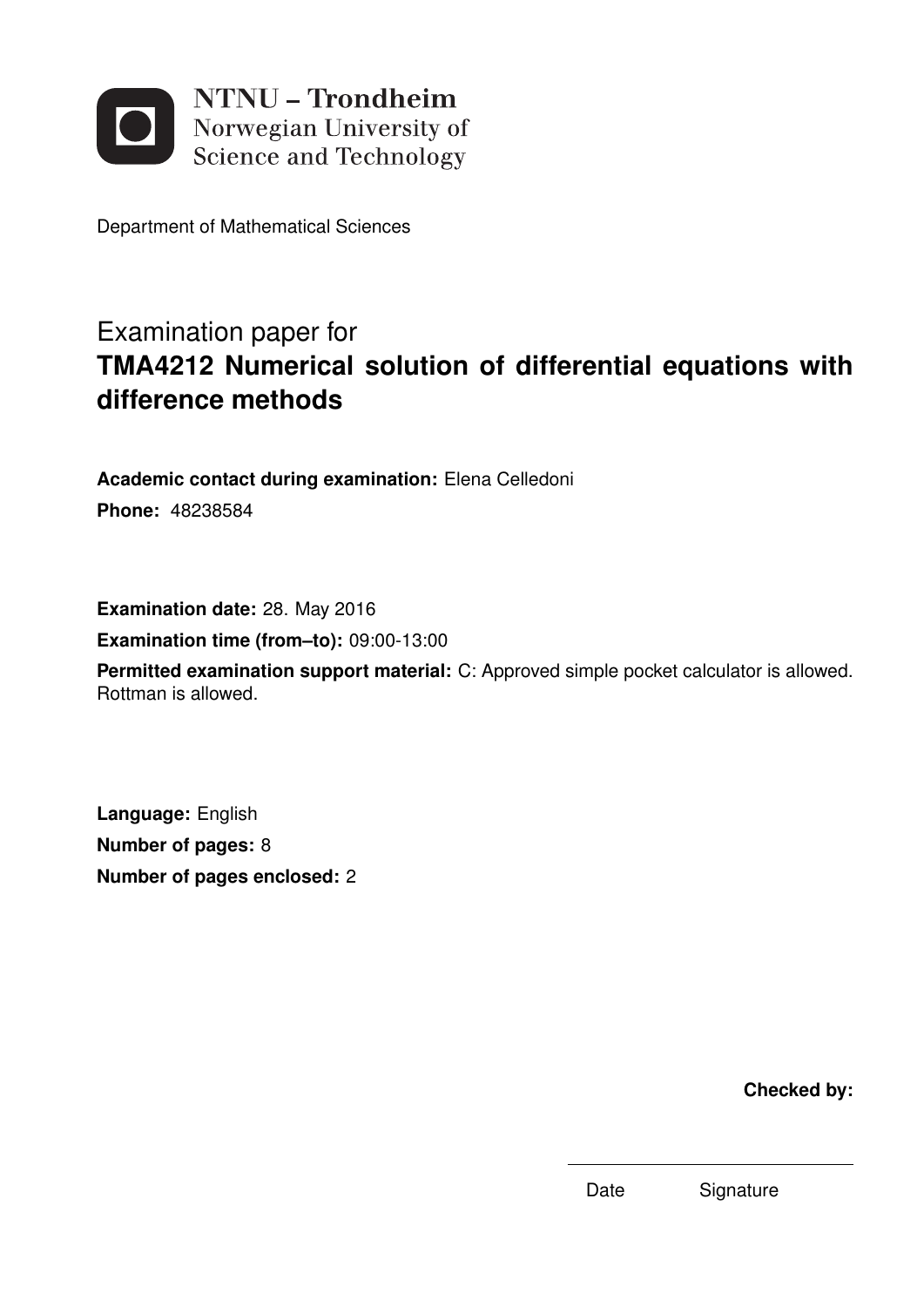**NTNU – Trondheim**
Norwegian University of
Science and Technology

Department of Mathematical Sciences

# Examination paper for **TMA4212 Numerical solution of differential equations with difference methods**

**Academic contact during examination:** Elena Celledoni

**Phone:** 48238584

**Examination date:** 28. May 2016

**Examination time (from–to):** 09:00-13:00

**Permitted examination support material:** C: Approved simple pocket calculator is allowed. Rottman is allowed.

**Language:** English

**Number of pages:** 8

**Number of pages enclosed:** 2

**Checked by:**

Date Signature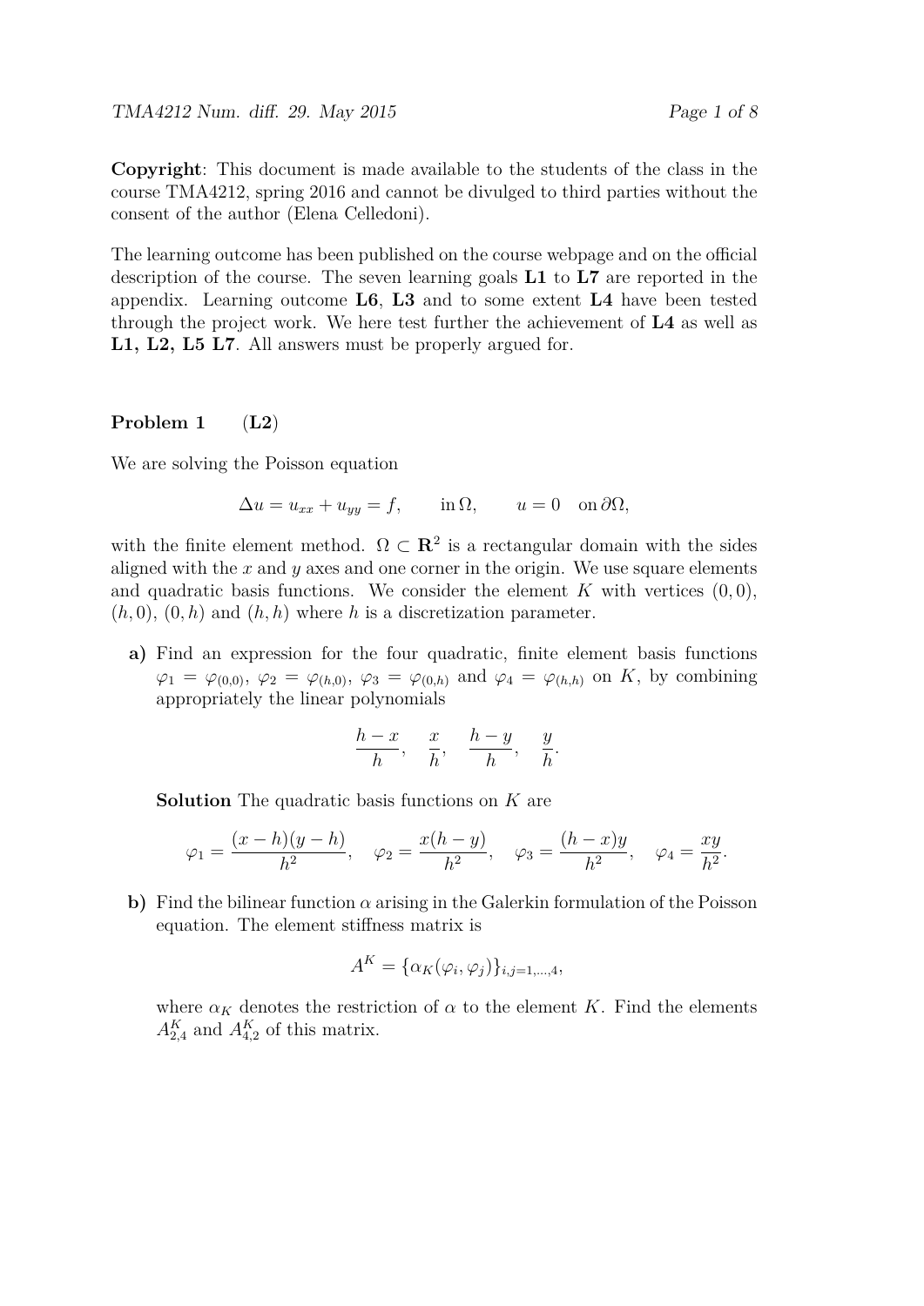**Copyright**: This document is made available to the students of the class in the course TMA4212, spring 2016 and cannot be divulged to third parties without the consent of the author (Elena Celledoni).

The learning outcome has been published on the course webpage and on the official description of the course. The seven learning goals **L1** to **L7** are reported in the appendix. Learning outcome **L6**, **L3** and to some extent **L4** have been tested through the project work. We here test further the achievement of **L4** as well as **L1, L2, L5 L7**. All answers must be properly argued for.

## Problem 1 (L2)

We are solving the Poisson equation

$$\Delta u = u_{xx} + u_{yy} = f, \qquad \text{in}\, \Omega, \qquad u = 0 \quad \text{on}\, \partial\Omega,$$

with the finite element method. $\Omega \subset \mathbf{R}^2$ is a rectangular domain with the sides aligned with the $x$ and $y$ axes and one corner in the origin. We use square elements and quadratic basis functions. We consider the element $K$ with vertices $(0,0)$, $(h,0)$, $(0,h)$ and $(h,h)$ where $h$ is a discretization parameter.

**a)** Find an expression for the four quadratic, finite element basis functions $\varphi_1 = \varphi_{(0,0)}$, $\varphi_2 = \varphi_{(h,0)}$, $\varphi_3 = \varphi_{(0,h)}$ and $\varphi_4 = \varphi_{(h,h)}$ on $K$, by combining appropriately the linear polynomials

$$\frac{h-x}{h}, \quad \frac{x}{h}, \quad \frac{h-y}{h}, \quad \frac{y}{h}.$$

**Solution** The quadratic basis functions on $K$ are

$$\varphi_1 = \frac{(x-h)(y-h)}{h^2}, \quad \varphi_2 = \frac{x(h-y)}{h^2}, \quad \varphi_3 = \frac{(h-x)y}{h^2}, \quad \varphi_4 = \frac{xy}{h^2}.$$

**b)** Find the bilinear function $\alpha$ arising in the Galerkin formulation of the Poisson equation. The element stiffness matrix is

$$A^K = \{\alpha_K(\varphi_i, \varphi_j)\}_{i,j=1,\ldots,4},$$

where $\alpha_K$ denotes the restriction of $\alpha$ to the element $K$. Find the elements $A^K_{2,4}$ and $A^K_{4,2}$ of this matrix.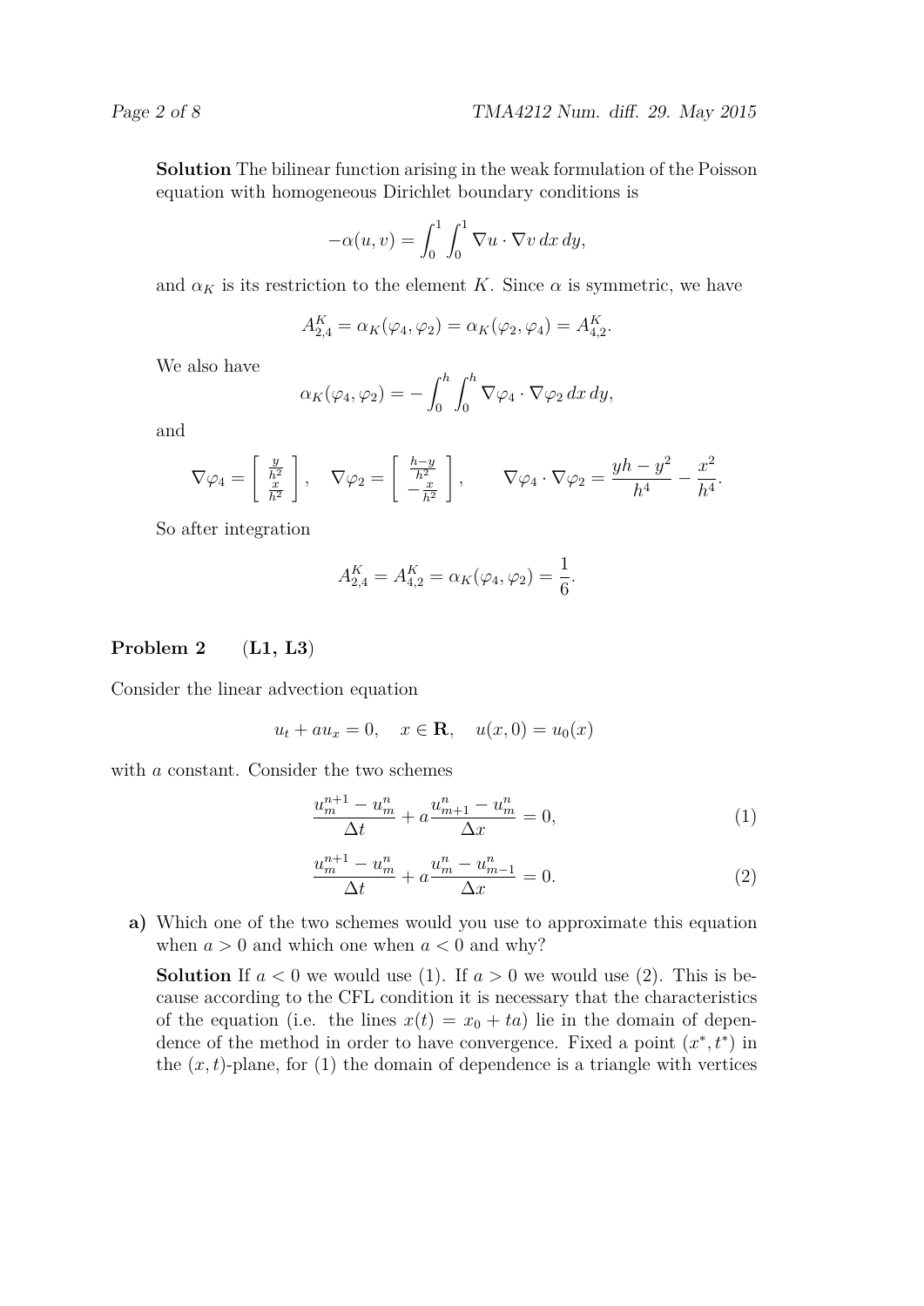**Solution** The bilinear function arising in the weak formulation of the Poisson equation with homogeneous Dirichlet boundary conditions is

$$-\alpha(u, v) = \int_0^1 \int_0^1 \nabla u \cdot \nabla v \, dx \, dy,$$

and $\alpha_K$ is its restriction to the element $K$. Since $\alpha$ is symmetric, we have

$$A_{2,4}^K = \alpha_K(\varphi_4, \varphi_2) = \alpha_K(\varphi_2, \varphi_4) = A_{4,2}^K.$$

We also have

$$\alpha_K(\varphi_4, \varphi_2) = -\int_0^h \int_0^h \nabla \varphi_4 \cdot \nabla \varphi_2 \, dx \, dy,$$

and

$$\nabla \varphi_4 = \begin{bmatrix} \frac{y}{h^2} \\ \frac{x}{h^2} \end{bmatrix}, \quad \nabla \varphi_2 = \begin{bmatrix} \frac{h-y}{h^2} \\ -\frac{x}{h^2} \end{bmatrix}, \qquad \nabla \varphi_4 \cdot \nabla \varphi_2 = \frac{yh - y^2}{h^4} - \frac{x^2}{h^4}.$$

So after integration

$$A_{2,4}^K = A_{4,2}^K = \alpha_K(\varphi_4, \varphi_2) = \frac{1}{6}.$$

## Problem 2 (L1, L3)

Consider the linear advection equation

$$u_t + a u_x = 0, \quad x \in \mathbf{R}, \quad u(x, 0) = u_0(x)$$

with $a$ constant. Consider the two schemes

$$\frac{u_m^{n+1} - u_m^n}{\Delta t} + a \frac{u_{m+1}^n - u_m^n}{\Delta x} = 0, \tag{1}$$

$$\frac{u_m^{n+1} - u_m^n}{\Delta t} + a \frac{u_m^n - u_{m-1}^n}{\Delta x} = 0. \tag{2}$$

**a)** Which one of the two schemes would you use to approximate this equation when $a > 0$ and which one when $a < 0$ and why?

**Solution** If $a < 0$ we would use (1). If $a > 0$ we would use (2). This is because according to the CFL condition it is necessary that the characteristics of the equation (i.e. the lines $x(t) = x_0 + ta$) lie in the domain of dependence of the method in order to have convergence. Fixed a point $(x^*, t^*)$ in the $(x, t)$-plane, for (1) the domain of dependence is a triangle with vertices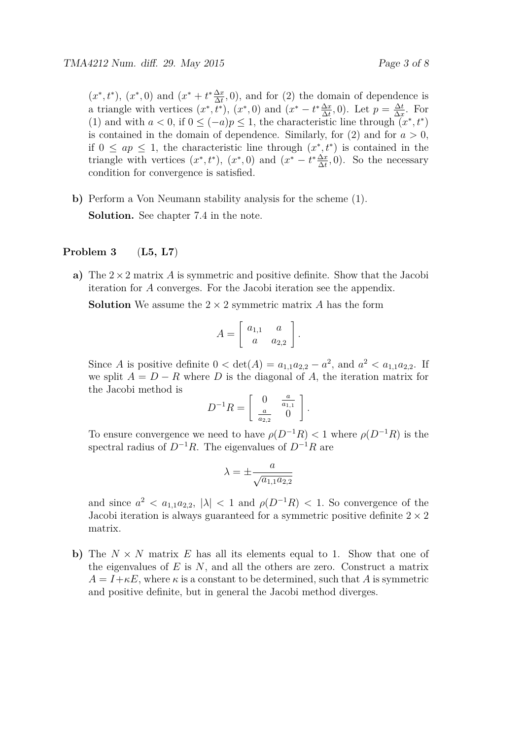$(x^*, t^*)$, $(x^*, 0)$ and $(x^* + t^* \frac{\Delta x}{\Delta t}, 0)$, and for (2) the domain of dependence is a triangle with vertices $(x^*, t^*)$, $(x^*, 0)$ and $(x^* - t^* \frac{\Delta x}{\Delta t}, 0)$. Let $p = \frac{\Delta t}{\Delta x}$. For (1) and with $a < 0$, if $0 \leq (-a)p \leq 1$, the characteristic line through $(x^*, t^*)$ is contained in the domain of dependence. Similarly, for (2) and for $a > 0$, if $0 \leq ap \leq 1$, the characteristic line through $(x^*, t^*)$ is contained in the triangle with vertices $(x^*, t^*)$, $(x^*, 0)$ and $(x^* - t^* \frac{\Delta x}{\Delta t}, 0)$. So the necessary condition for convergence is satisfied.

**b)** Perform a Von Neumann stability analysis for the scheme (1).

**Solution.** See chapter 7.4 in the note.

## Problem 3 (L5, L7)

**a)** The $2 \times 2$ matrix $A$ is symmetric and positive definite. Show that the Jacobi iteration for $A$ converges. For the Jacobi iteration see the appendix.

**Solution** We assume the $2 \times 2$ symmetric matrix $A$ has the form

$$A = \begin{bmatrix} a_{1,1} & a \\ a & a_{2,2} \end{bmatrix}.$$

Since $A$ is positive definite $0 < \det(A) = a_{1,1}a_{2,2} - a^2$, and $a^2 < a_{1,1}a_{2,2}$. If we split $A = D - R$ where $D$ is the diagonal of $A$, the iteration matrix for the Jacobi method is

$$D^{-1}R = \begin{bmatrix} 0 & \frac{a}{a_{1,1}} \\ \frac{a}{a_{2,2}} & 0 \end{bmatrix}.$$

To ensure convergence we need to have $\rho(D^{-1}R) < 1$ where $\rho(D^{-1}R)$ is the spectral radius of $D^{-1}R$. The eigenvalues of $D^{-1}R$ are

$$\lambda = \pm \frac{a}{\sqrt{a_{1,1}a_{2,2}}}$$

and since $a^2 < a_{1,1}a_{2,2}$, $|\lambda| < 1$ and $\rho(D^{-1}R) < 1$. So convergence of the Jacobi iteration is always guaranteed for a symmetric positive definite $2 \times 2$ matrix.

**b)** The $N \times N$ matrix $E$ has all its elements equal to 1. Show that one of the eigenvalues of $E$ is $N$, and all the others are zero. Construct a matrix $A = I + \kappa E$, where $\kappa$ is a constant to be determined, such that $A$ is symmetric and positive definite, but in general the Jacobi method diverges.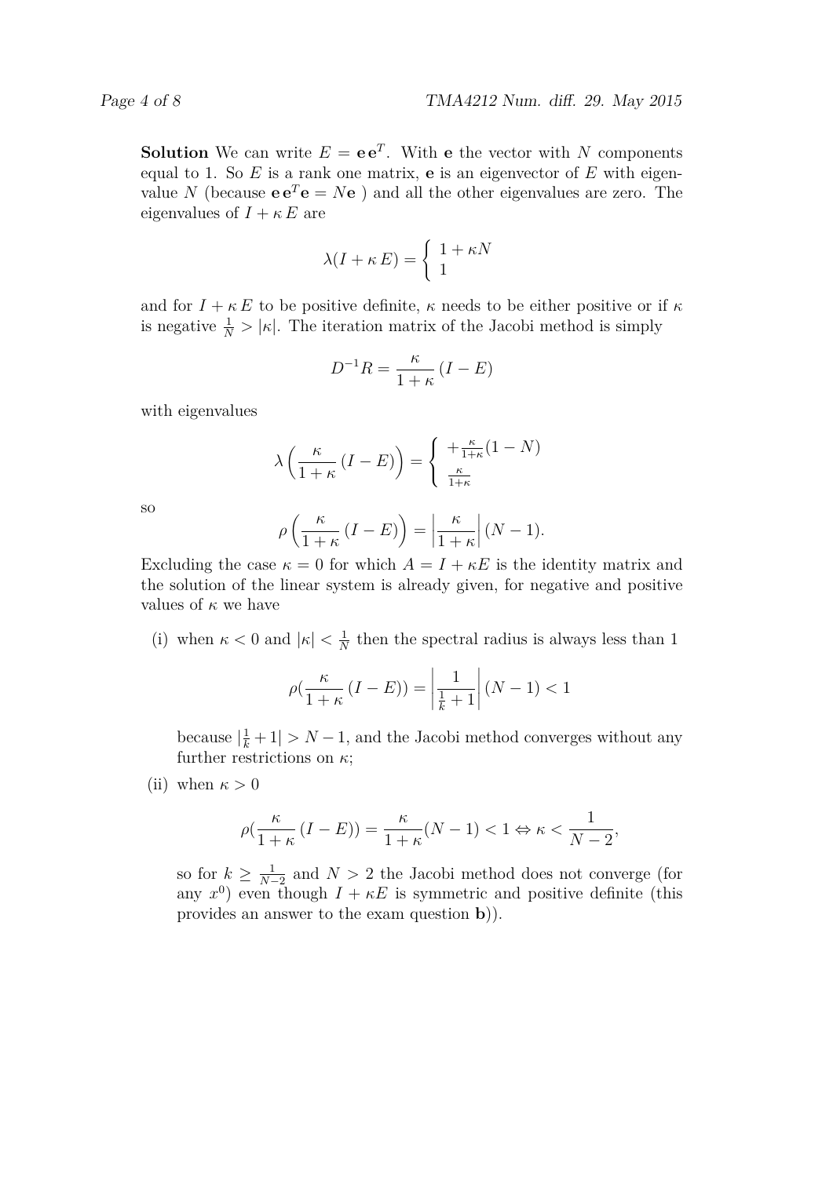**Solution** We can write $E = \mathbf{e}\,\mathbf{e}^T$. With $\mathbf{e}$ the vector with $N$ components equal to 1. So $E$ is a rank one matrix, $\mathbf{e}$ is an eigenvector of $E$ with eigenvalue $N$ (because $\mathbf{e}\,\mathbf{e}^T\mathbf{e} = N\mathbf{e}$ ) and all the other eigenvalues are zero. The eigenvalues of $I + \kappa\, E$ are

$$\lambda(I + \kappa\, E) = \left\{ \begin{array}{l} 1 + \kappa N \\ 1 \end{array} \right.$$

and for $I + \kappa\, E$ to be positive definite, $\kappa$ needs to be either positive or if $\kappa$ is negative $\frac{1}{N} > |\kappa|$. The iteration matrix of the Jacobi method is simply

$$D^{-1}R = \frac{\kappa}{1+\kappa}\,(I - E)$$

with eigenvalues

$$\lambda\left(\frac{\kappa}{1+\kappa}\,(I - E)\right) = \left\{ \begin{array}{l} +\frac{\kappa}{1+\kappa}(1 - N) \\ \frac{\kappa}{1+\kappa} \end{array} \right.$$

so

$$\rho\left(\frac{\kappa}{1+\kappa}\,(I - E)\right) = \left|\frac{\kappa}{1+\kappa}\right|(N-1).$$

Excluding the case $\kappa = 0$ for which $A = I + \kappa E$ is the identity matrix and the solution of the linear system is already given, for negative and positive values of $\kappa$ we have

(i) when $\kappa < 0$ and $|\kappa| < \frac{1}{N}$ then the spectral radius is always less than 1

$$\rho(\frac{\kappa}{1+\kappa}\,(I - E)) = \left|\frac{1}{\frac{1}{k}+1}\right|(N-1) < 1$$

because $|\frac{1}{k} + 1| > N - 1$, and the Jacobi method converges without any further restrictions on $\kappa$;

(ii) when $\kappa > 0$

$$\rho(\frac{\kappa}{1+\kappa}\,(I - E)) = \frac{\kappa}{1+\kappa}(N-1) < 1 \Leftrightarrow \kappa < \frac{1}{N-2},$$

so for $k \geq \frac{1}{N-2}$ and $N > 2$ the Jacobi method does not converge (for any $x^0$) even though $I + \kappa E$ is symmetric and positive definite (this provides an answer to the exam question **b**)).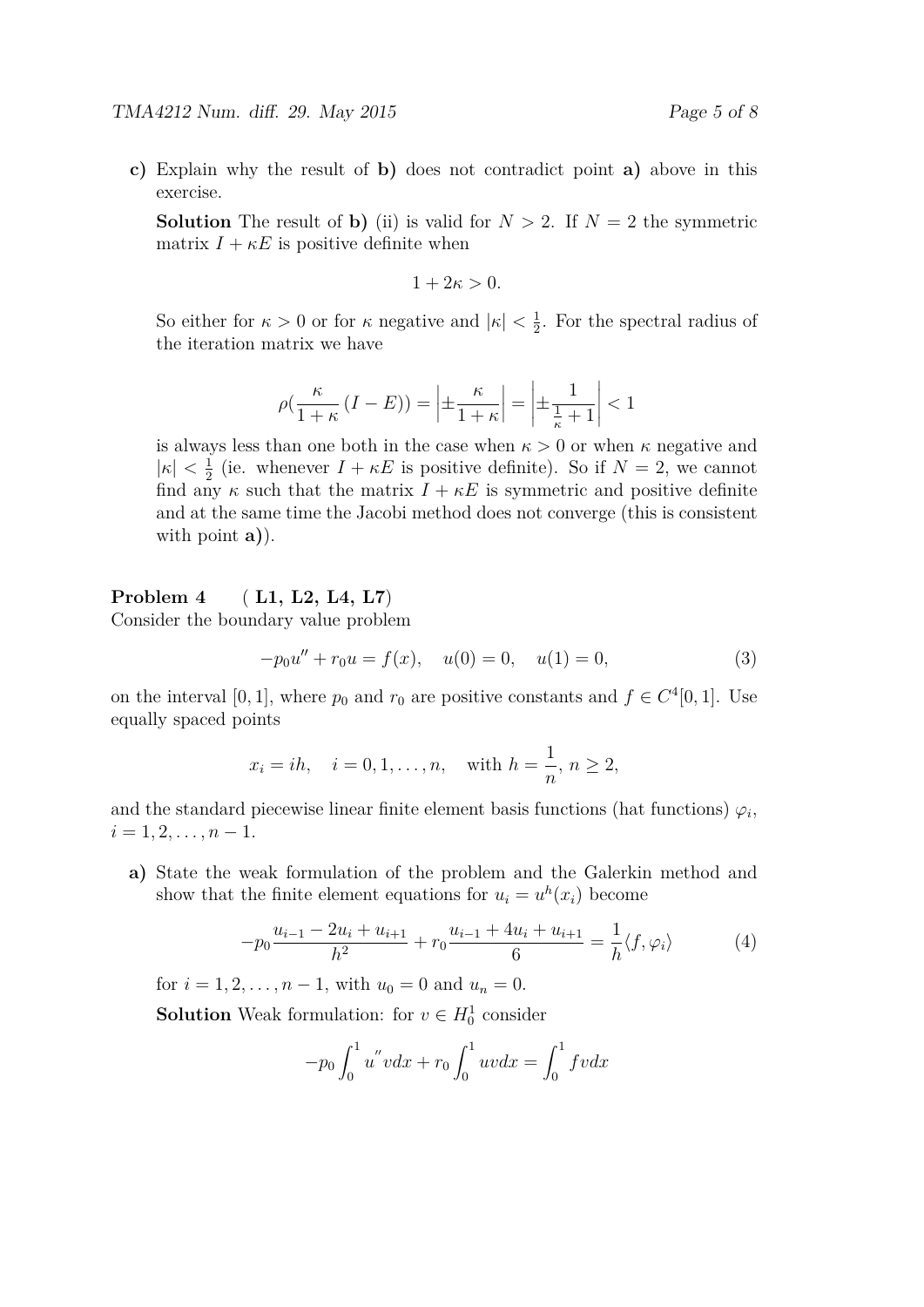**c)** Explain why the result of **b)** does not contradict point **a)** above in this exercise.

**Solution** The result of **b)** (ii) is valid for $N > 2$. If $N = 2$ the symmetric matrix $I + \kappa E$ is positive definite when

$$1 + 2\kappa > 0.$$

So either for $\kappa > 0$ or for $\kappa$ negative and $|\kappa| < \frac{1}{2}$. For the spectral radius of the iteration matrix we have

$$\rho(\frac{\kappa}{1+\kappa}(I - E)) = \left|\pm\frac{\kappa}{1+\kappa}\right| = \left|\pm\frac{1}{\frac{1}{\kappa}+1}\right| < 1$$

is always less than one both in the case when $\kappa > 0$ or when $\kappa$ negative and $|\kappa| < \frac{1}{2}$ (ie. whenever $I + \kappa E$ is positive definite). So if $N = 2$, we cannot find any $\kappa$ such that the matrix $I + \kappa E$ is symmetric and positive definite and at the same time the Jacobi method does not converge (this is consistent with point **a)**).

**Problem 4** ( **L1, L2, L4, L7**)
Consider the boundary value problem

$$-p_0 u'' + r_0 u = f(x), \quad u(0) = 0, \quad u(1) = 0, \tag{3}$$

on the interval $[0, 1]$, where $p_0$ and $r_0$ are positive constants and $f \in C^4[0, 1]$. Use equally spaced points

$$x_i = ih, \quad i = 0, 1, \ldots, n, \quad \text{with } h = \frac{1}{n}, \, n \geq 2,$$

and the standard piecewise linear finite element basis functions (hat functions) $\varphi_i$, $i = 1, 2, \ldots, n - 1$.

**a)** State the weak formulation of the problem and the Galerkin method and show that the finite element equations for $u_i = u^h(x_i)$ become

$$-p_0 \frac{u_{i-1} - 2u_i + u_{i+1}}{h^2} + r_0 \frac{u_{i-1} + 4u_i + u_{i+1}}{6} = \frac{1}{h}\langle f, \varphi_i \rangle \tag{4}$$

for $i = 1, 2, \ldots, n - 1$, with $u_0 = 0$ and $u_n = 0$.

**Solution** Weak formulation: for $v \in H_0^1$ consider

$$-p_0 \int_0^1 u'' v dx + r_0 \int_0^1 uv dx = \int_0^1 f v dx$$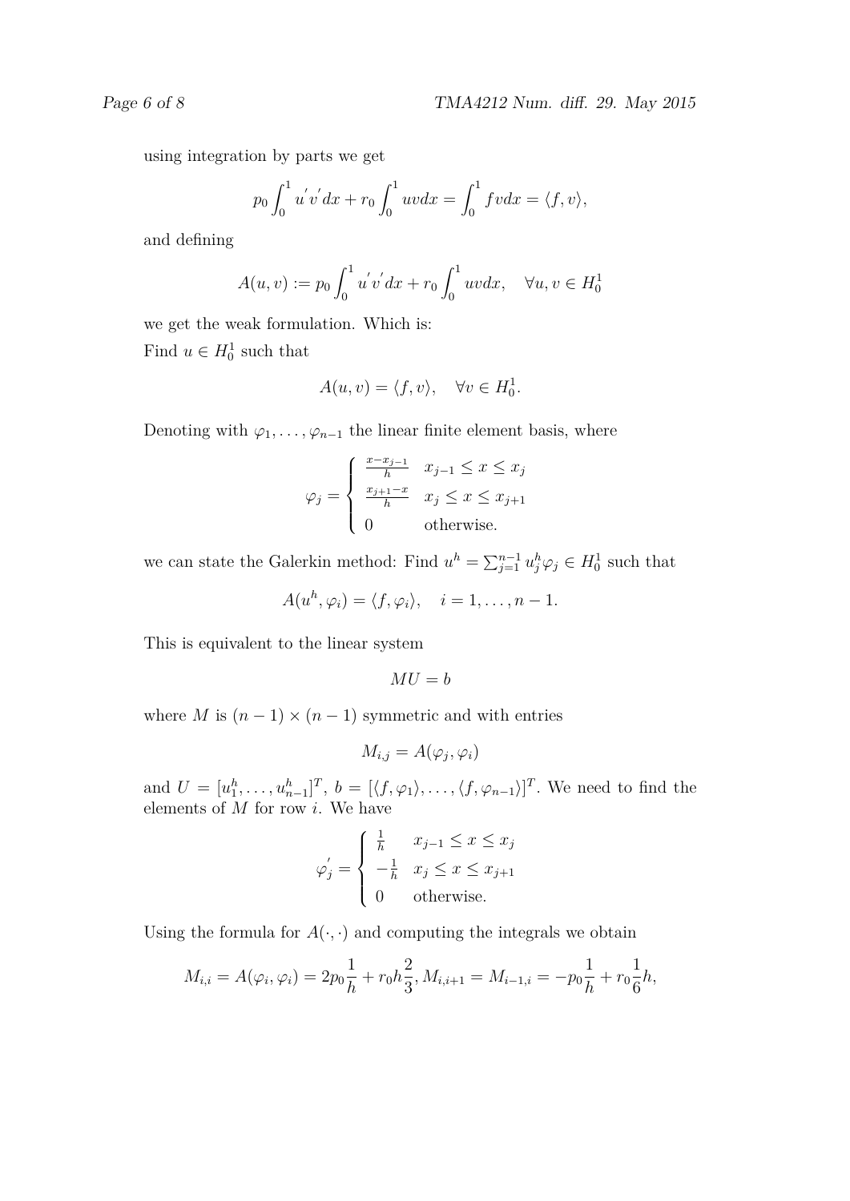using integration by parts we get

$$p_0 \int_0^1 u^{'} v^{'} dx + r_0 \int_0^1 uv dx = \int_0^1 fv dx = \langle f, v \rangle,$$

and defining

$$A(u,v) := p_0 \int_0^1 u^{'} v^{'} dx + r_0 \int_0^1 uv dx, \quad \forall u, v \in H_0^1$$

we get the weak formulation. Which is:
Find $u \in H_0^1$ such that

$$A(u,v) = \langle f, v \rangle, \quad \forall v \in H_0^1.$$

Denoting with $\varphi_1, \dots, \varphi_{n-1}$ the linear finite element basis, where

$$\varphi_j = \begin{cases} \frac{x - x_{j-1}}{h} & x_{j-1} \leq x \leq x_j \\ \frac{x_{j+1} - x}{h} & x_j \leq x \leq x_{j+1} \\ 0 & \text{otherwise.} \end{cases}$$

we can state the Galerkin method: Find $u^h = \sum_{j=1}^{n-1} u_j^h \varphi_j \in H_0^1$ such that

$$A(u^h, \varphi_i) = \langle f, \varphi_i \rangle, \quad i = 1, \dots, n-1.$$

This is equivalent to the linear system

$$MU = b$$

where $M$ is $(n-1) \times (n-1)$ symmetric and with entries

$$M_{i,j} = A(\varphi_j, \varphi_i)$$

and $U = [u_1^h, \dots, u_{n-1}^h]^T$, $b = [\langle f, \varphi_1 \rangle, \dots, \langle f, \varphi_{n-1} \rangle]^T$. We need to find the elements of $M$ for row $i$. We have

$$\varphi_j^{'} = \begin{cases} \frac{1}{h} & x_{j-1} \leq x \leq x_j \\ -\frac{1}{h} & x_j \leq x \leq x_{j+1} \\ 0 & \text{otherwise.} \end{cases}$$

Using the formula for $A(\cdot, \cdot)$ and computing the integrals we obtain

$$M_{i,i} = A(\varphi_i, \varphi_i) = 2p_0 \frac{1}{h} + r_0 h \frac{2}{3}, M_{i,i+1} = M_{i-1,i} = -p_0 \frac{1}{h} + r_0 \frac{1}{6} h,$$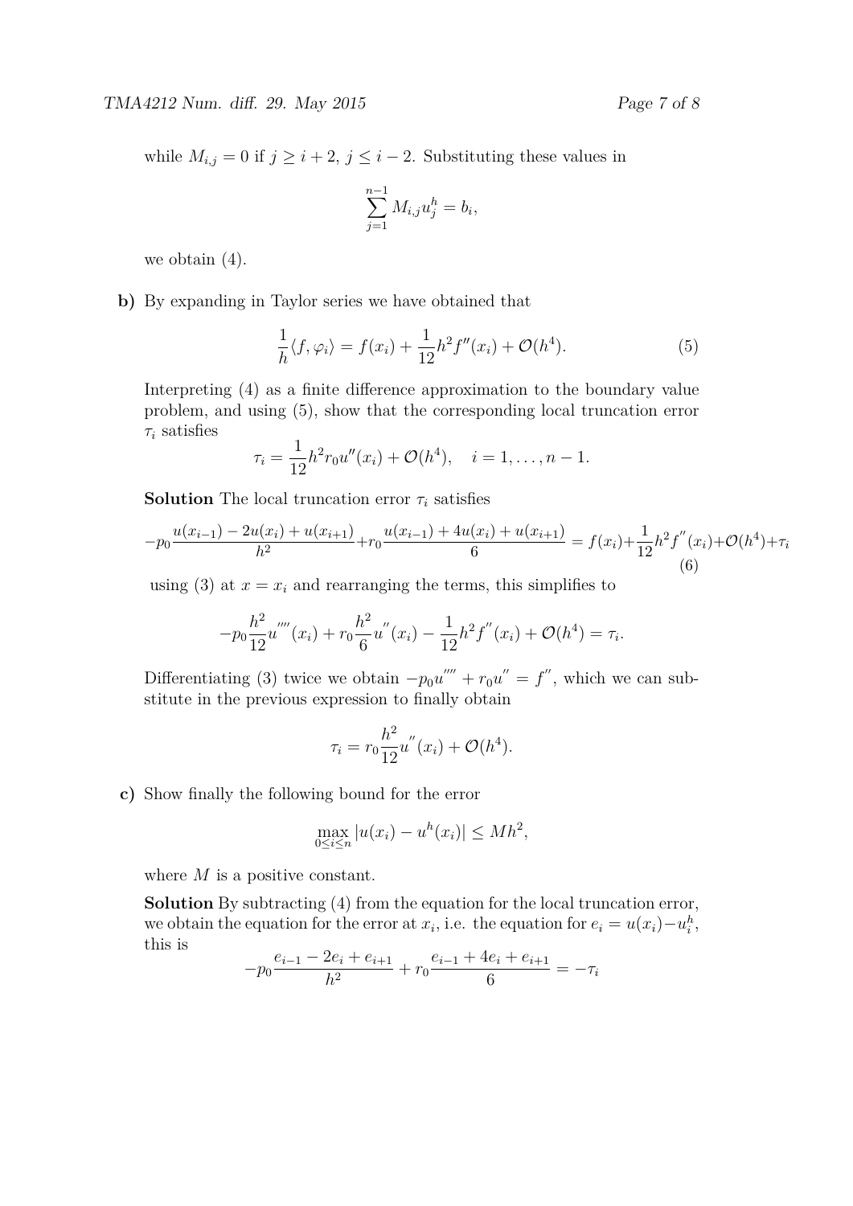while $M_{i,j} = 0$ if $j \geq i+2$, $j \leq i-2$. Substituting these values in

$$\sum_{j=1}^{n-1} M_{i,j} u_j^h = b_i,$$

we obtain (4).

**b)** By expanding in Taylor series we have obtained that

$$\frac{1}{h}\langle f, \varphi_i \rangle = f(x_i) + \frac{1}{12}h^2 f''(x_i) + \mathcal{O}(h^4). \tag{5}$$

Interpreting (4) as a finite difference approximation to the boundary value problem, and using (5), show that the corresponding local truncation error $\tau_i$ satisfies

$$\tau_i = \frac{1}{12}h^2 r_0 u''(x_i) + \mathcal{O}(h^4), \quad i = 1, \ldots, n-1.$$

**Solution** The local truncation error $\tau_i$ satisfies

$$-p_0 \frac{u(x_{i-1}) - 2u(x_i) + u(x_{i+1})}{h^2} + r_0 \frac{u(x_{i-1}) + 4u(x_i) + u(x_{i+1})}{6} = f(x_i) + \frac{1}{12}h^2 f''(x_i) + \mathcal{O}(h^4) + \tau_i \tag{6}$$

using (3) at $x = x_i$ and rearranging the terms, this simplifies to

$$-p_0 \frac{h^2}{12} u''''(x_i) + r_0 \frac{h^2}{6} u''(x_i) - \frac{1}{12}h^2 f''(x_i) + \mathcal{O}(h^4) = \tau_i.$$

Differentiating (3) twice we obtain $-p_0 u'''' + r_0 u'' = f''$, which we can substitute in the previous expression to finally obtain

$$\tau_i = r_0 \frac{h^2}{12} u''(x_i) + \mathcal{O}(h^4).$$

**c)** Show finally the following bound for the error

$$\max_{0 \leq i \leq n} |u(x_i) - u^h(x_i)| \leq M h^2,$$

where $M$ is a positive constant.

**Solution** By subtracting (4) from the equation for the local truncation error, we obtain the equation for the error at $x_i$, i.e. the equation for $e_i = u(x_i) - u_i^h$, this is

$$-p_0 \frac{e_{i-1} - 2e_i + e_{i+1}}{h^2} + r_0 \frac{e_{i-1} + 4e_i + e_{i+1}}{6} = -\tau_i$$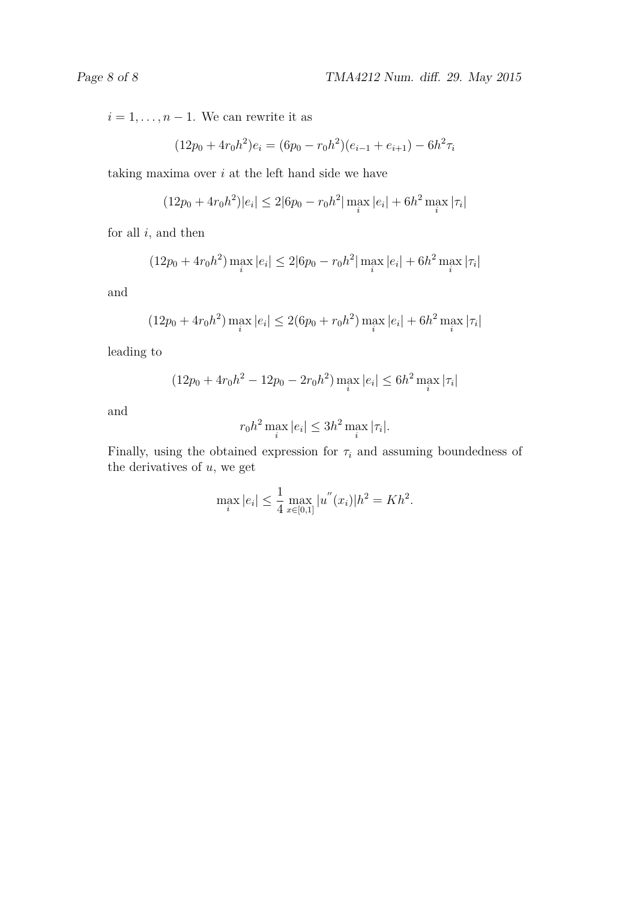$i = 1, \ldots, n-1$. We can rewrite it as

$$(12p_0 + 4r_0h^2)e_i = (6p_0 - r_0h^2)(e_{i-1} + e_{i+1}) - 6h^2\tau_i$$

taking maxima over $i$ at the left hand side we have

$$(12p_0 + 4r_0h^2)|e_i| \leq 2|6p_0 - r_0h^2| \max_i |e_i| + 6h^2 \max_i |\tau_i|$$

for all $i$, and then

$$(12p_0 + 4r_0h^2) \max_i |e_i| \leq 2|6p_0 - r_0h^2| \max_i |e_i| + 6h^2 \max_i |\tau_i|$$

and

$$(12p_0 + 4r_0h^2) \max_i |e_i| \leq 2(6p_0 + r_0h^2) \max_i |e_i| + 6h^2 \max_i |\tau_i|$$

leading to

$$(12p_0 + 4r_0h^2 - 12p_0 - 2r_0h^2) \max_i |e_i| \leq 6h^2 \max_i |\tau_i|$$

and

$$r_0h^2 \max_i |e_i| \leq 3h^2 \max_i |\tau_i|.$$

Finally, using the obtained expression for $\tau_i$ and assuming boundedness of the derivatives of $u$, we get

$$\max_i |e_i| \leq \frac{1}{4} \max_{x \in [0,1]} |u''(x_i)| h^2 = Kh^2.$$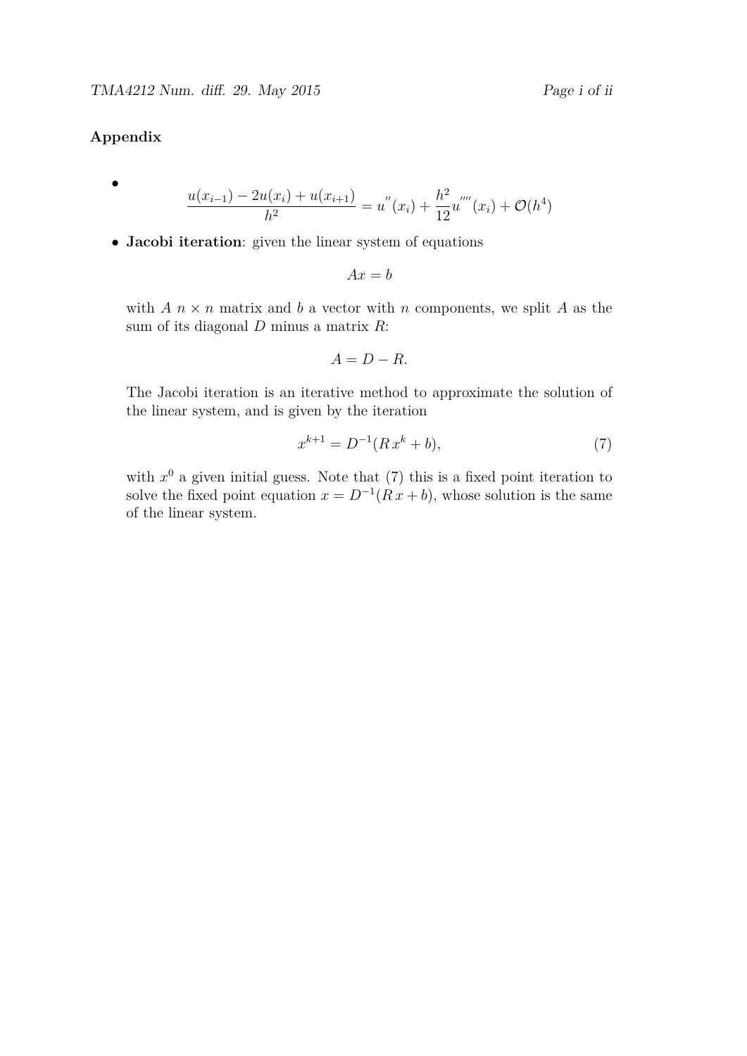**Appendix**

- $$\frac{u(x_{i-1}) - 2u(x_i) + u(x_{i+1})}{h^2} = u^{''}(x_i) + \frac{h^2}{12}u^{''''}(x_i) + \mathcal{O}(h^4)$$

- **Jacobi iteration**: given the linear system of equations

  $$Ax = b$$

  with $A$ $n \times n$ matrix and $b$ a vector with $n$ components, we split $A$ as the sum of its diagonal $D$ minus a matrix $R$:

  $$A = D - R.$$

  The Jacobi iteration is an iterative method to approximate the solution of the linear system, and is given by the iteration

  $$x^{k+1} = D^{-1}(R\,x^k + b), \tag{7}$$

  with $x^0$ a given initial guess. Note that (7) this is a fixed point iteration to solve the fixed point equation $x = D^{-1}(R\,x + b)$, whose solution is the same of the linear system.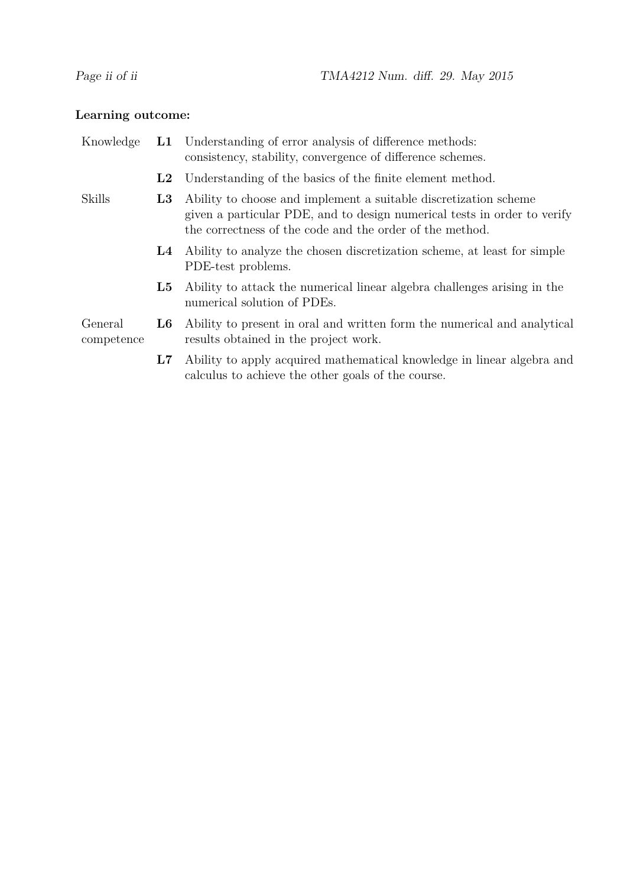**Learning outcome:**

| | | |
|---|---|---|
| Knowledge | **L1** | Understanding of error analysis of difference methods: consistency, stability, convergence of difference schemes. |
| | **L2** | Understanding of the basics of the finite element method. |
| Skills | **L3** | Ability to choose and implement a suitable discretization scheme given a particular PDE, and to design numerical tests in order to verify the correctness of the code and the order of the method. |
| | **L4** | Ability to analyze the chosen discretization scheme, at least for simple PDE-test problems. |
| | **L5** | Ability to attack the numerical linear algebra challenges arising in the numerical solution of PDEs. |
| General competence | **L6** | Ability to present in oral and written form the numerical and analytical results obtained in the project work. |
| | **L7** | Ability to apply acquired mathematical knowledge in linear algebra and calculus to achieve the other goals of the course. |